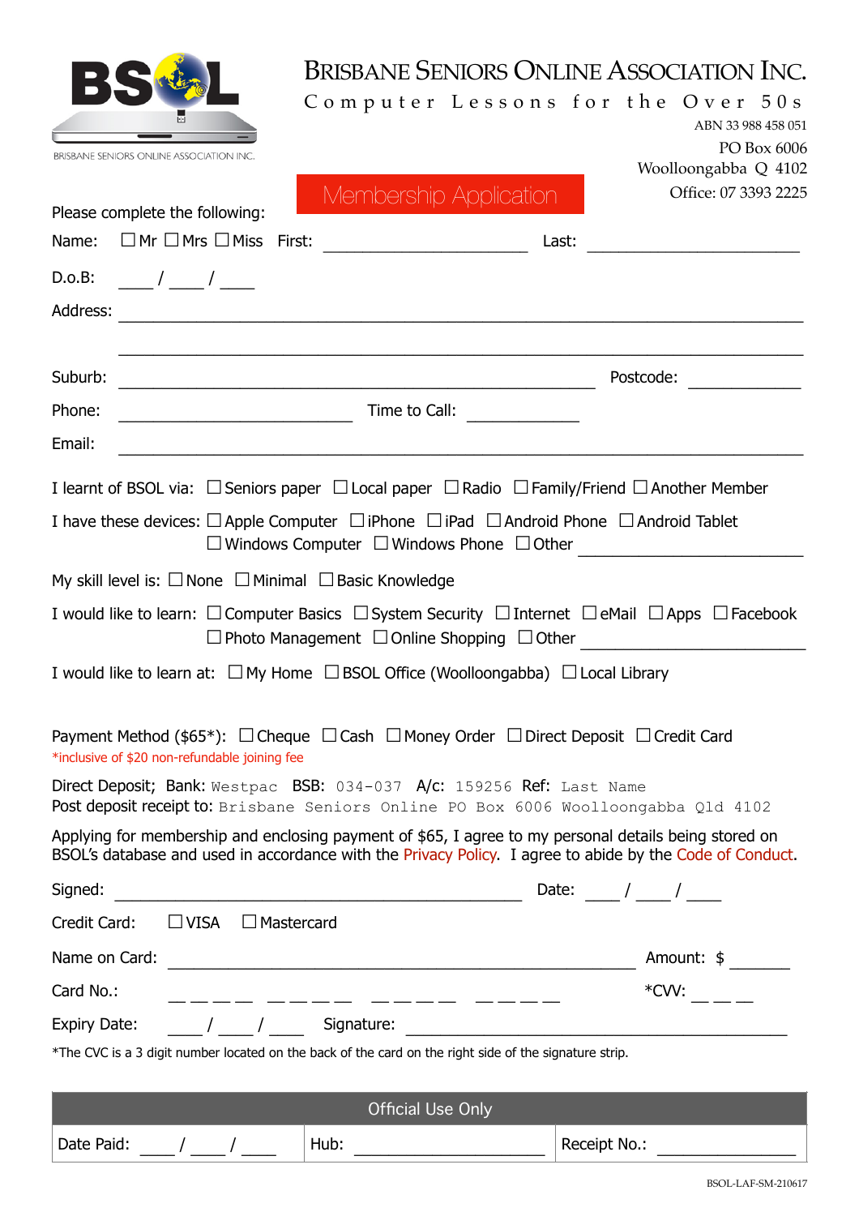BSOL
BRISBANE SENIORS ONLINE ASSOCIATION INC.

# BRISBANE SENIORS ONLINE ASSOCIATION INC.

Computer Lessons for the Over 50s

ABN 33 988 458 051

PO Box 6006
Woolloongabba Q 4102
Office: 07 3393 2225

## Membership Application

Please complete the following:

Name: ☐ Mr ☐ Mrs ☐ Miss First: ____________________ Last: ____________________

D.o.B: ____ / ____ / ____

Address: ______________________________________________________________

______________________________________________________________

Suburb: ______________________________________________ Postcode: __________

Phone: ______________________ Time to Call: __________

Email: ______________________________________________________________

I learnt of BSOL via: ☐ Seniors paper ☐ Local paper ☐ Radio ☐ Family/Friend ☐ Another Member

I have these devices: ☐ Apple Computer ☐ iPhone ☐ iPad ☐ Android Phone ☐ Android Tablet ☐ Windows Computer ☐ Windows Phone ☐ Other ____________________

My skill level is: ☐ None ☐ Minimal ☐ Basic Knowledge

I would like to learn: ☐ Computer Basics ☐ System Security ☐ Internet ☐ eMail ☐ Apps ☐ Facebook ☐ Photo Management ☐ Online Shopping ☐ Other ____________________

I would like to learn at: ☐ My Home ☐ BSOL Office (Woolloongabba) ☐ Local Library

Payment Method ($65*): ☐ Cheque ☐ Cash ☐ Money Order ☐ Direct Deposit ☐ Credit Card

*inclusive of $20 non-refundable joining fee

Direct Deposit; Bank: Westpac BSB: 034-037 A/c: 159256 Ref: Last Name
Post deposit receipt to: Brisbane Seniors Online PO Box 6006 Woolloongabba Qld 4102

Applying for membership and enclosing payment of $65, I agree to my personal details being stored on BSOL's database and used in accordance with the Privacy Policy. I agree to abide by the Code of Conduct.

Signed: ____________________________________ Date: ____ / ____ / ____

Credit Card: ☐ VISA ☐ Mastercard

Name on Card: ____________________________________ Amount: $ ______

Card No.: _ _ _ _ _ _ _ _ _ _ _ _ _ _ _ _ *CVV: _ _ _

Expiry Date: ____ / ____ / ____ Signature: ____________________________

*The CVC is a 3 digit number located on the back of the card on the right side of the signature strip.

| Official Use Only | | |
|---|---|---|
| Date Paid: ____ / ____ / ____ | Hub: ____________ | Receipt No.: ____________ |

BSOL-LAF-SM-210617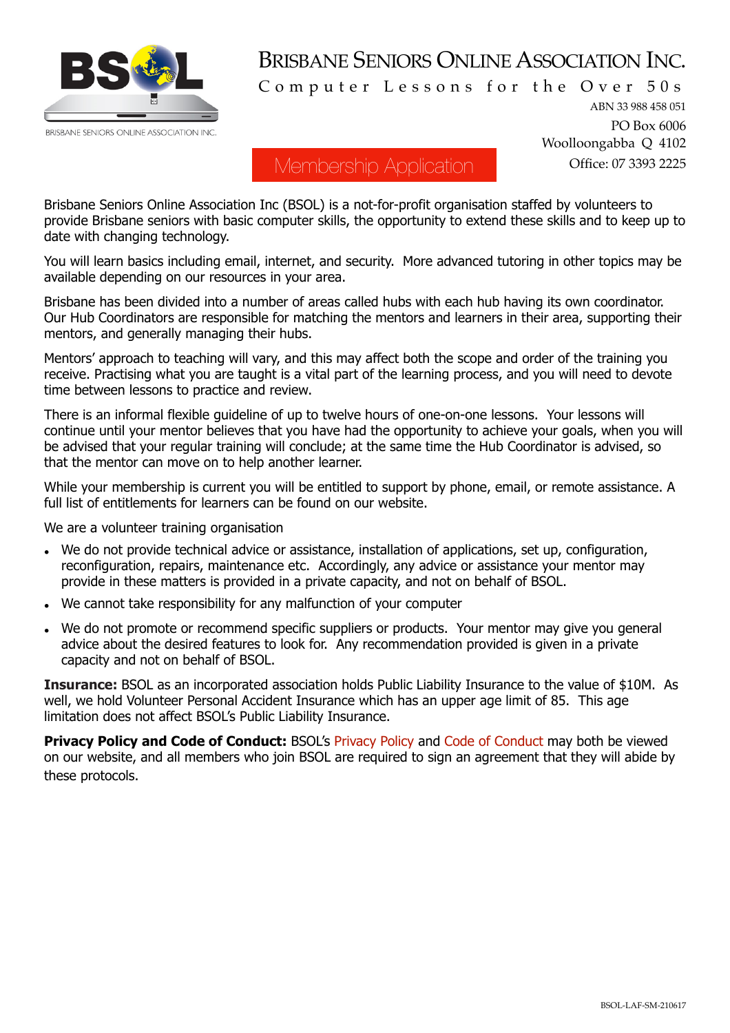# Brisbane Seniors Online Association Inc.

Computer Lessons for the Over 50s

ABN 33 988 458 051

PO Box 6006
Woolloongabba Q 4102
Office: 07 3393 2225

## Membership Application

Brisbane Seniors Online Association Inc (BSOL) is a not-for-profit organisation staffed by volunteers to provide Brisbane seniors with basic computer skills, the opportunity to extend these skills and to keep up to date with changing technology.

You will learn basics including email, internet, and security. More advanced tutoring in other topics may be available depending on our resources in your area.

Brisbane has been divided into a number of areas called hubs with each hub having its own coordinator. Our Hub Coordinators are responsible for matching the mentors and learners in their area, supporting their mentors, and generally managing their hubs.

Mentors' approach to teaching will vary, and this may affect both the scope and order of the training you receive. Practising what you are taught is a vital part of the learning process, and you will need to devote time between lessons to practice and review.

There is an informal flexible guideline of up to twelve hours of one-on-one lessons. Your lessons will continue until your mentor believes that you have had the opportunity to achieve your goals, when you will be advised that your regular training will conclude; at the same time the Hub Coordinator is advised, so that the mentor can move on to help another learner.

While your membership is current you will be entitled to support by phone, email, or remote assistance. A full list of entitlements for learners can be found on our website.

We are a volunteer training organisation

- We do not provide technical advice or assistance, installation of applications, set up, configuration, reconfiguration, repairs, maintenance etc. Accordingly, any advice or assistance your mentor may provide in these matters is provided in a private capacity, and not on behalf of BSOL.
- We cannot take responsibility for any malfunction of your computer
- We do not promote or recommend specific suppliers or products. Your mentor may give you general advice about the desired features to look for. Any recommendation provided is given in a private capacity and not on behalf of BSOL.

**Insurance:** BSOL as an incorporated association holds Public Liability Insurance to the value of $10M. As well, we hold Volunteer Personal Accident Insurance which has an upper age limit of 85. This age limitation does not affect BSOL's Public Liability Insurance.

**Privacy Policy and Code of Conduct:** BSOL's Privacy Policy and Code of Conduct may both be viewed on our website, and all members who join BSOL are required to sign an agreement that they will abide by these protocols.

BSOL-LAF-SM-210617